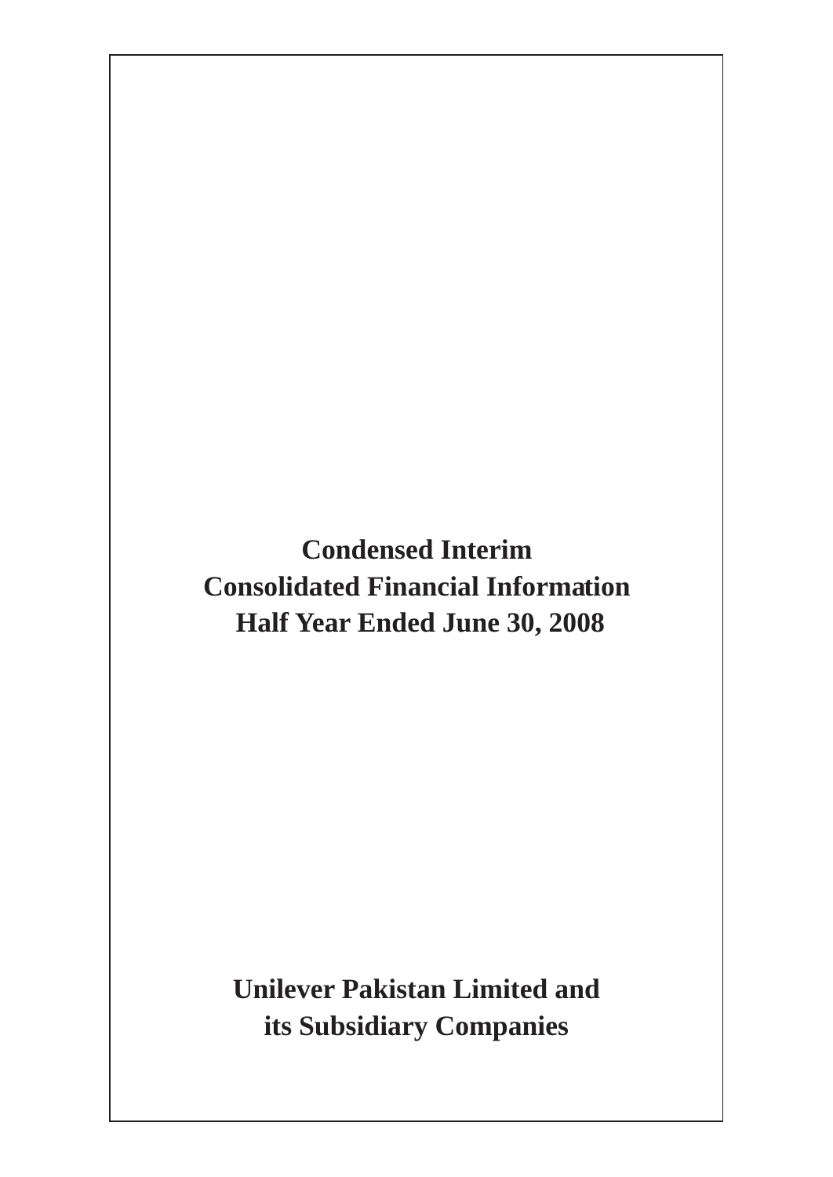# Condensed Interim Consolidated Financial Information Half Year Ended June 30, 2008

**Unilever Pakistan Limited and its Subsidiary Companies**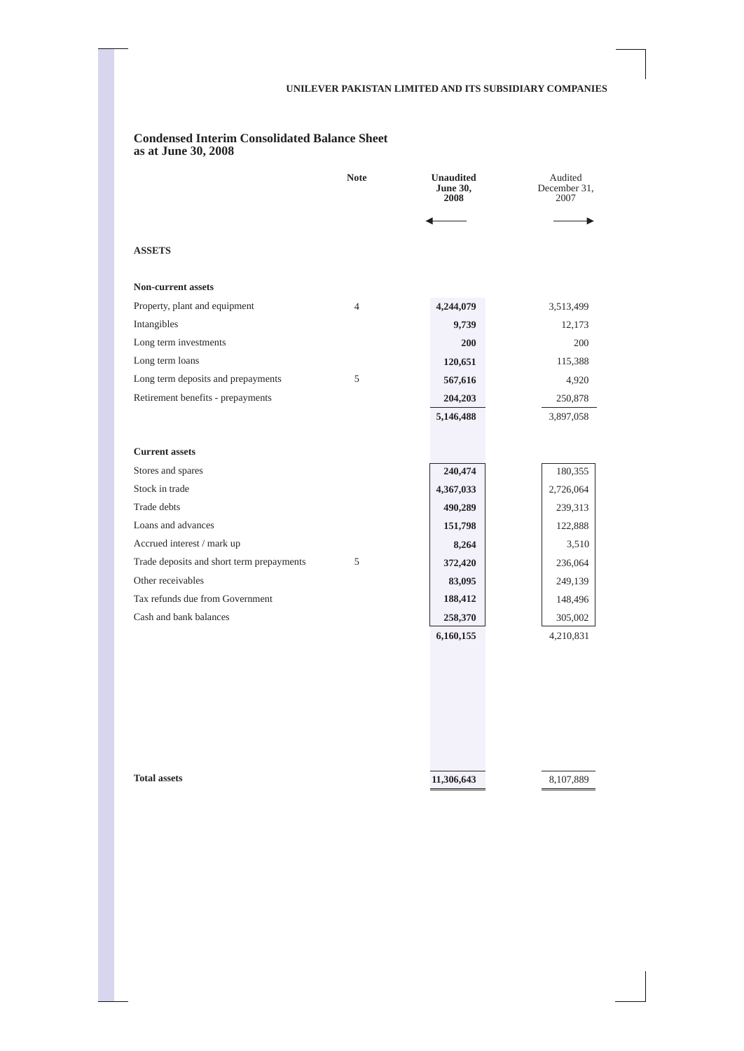## Condensed Interim Consolidated Balance Sheet
## as at June 30, 2008

| | Note | **Unaudited June 30, 2008** | Audited December 31, 2007 |
|---|---|---|---|
| **ASSETS** | | | |
| **Non-current assets** | | | |
| Property, plant and equipment | 4 | **4,244,079** | 3,513,499 |
| Intangibles | | **9,739** | 12,173 |
| Long term investments | | **200** | 200 |
| Long term loans | | **120,651** | 115,388 |
| Long term deposits and prepayments | 5 | **567,616** | 4,920 |
| Retirement benefits - prepayments | | **204,203** | 250,878 |
| | | **5,146,488** | 3,897,058 |
| **Current assets** | | | |
| Stores and spares | | **240,474** | 180,355 |
| Stock in trade | | **4,367,033** | 2,726,064 |
| Trade debts | | **490,289** | 239,313 |
| Loans and advances | | **151,798** | 122,888 |
| Accrued interest / mark up | | **8,264** | 3,510 |
| Trade deposits and short term prepayments | 5 | **372,420** | 236,064 |
| Other receivables | | **83,095** | 249,139 |
| Tax refunds due from Government | | **188,412** | 148,496 |
| Cash and bank balances | | **258,370** | 305,002 |
| | | **6,160,155** | 4,210,831 |
| **Total assets** | | **11,306,643** | 8,107,889 |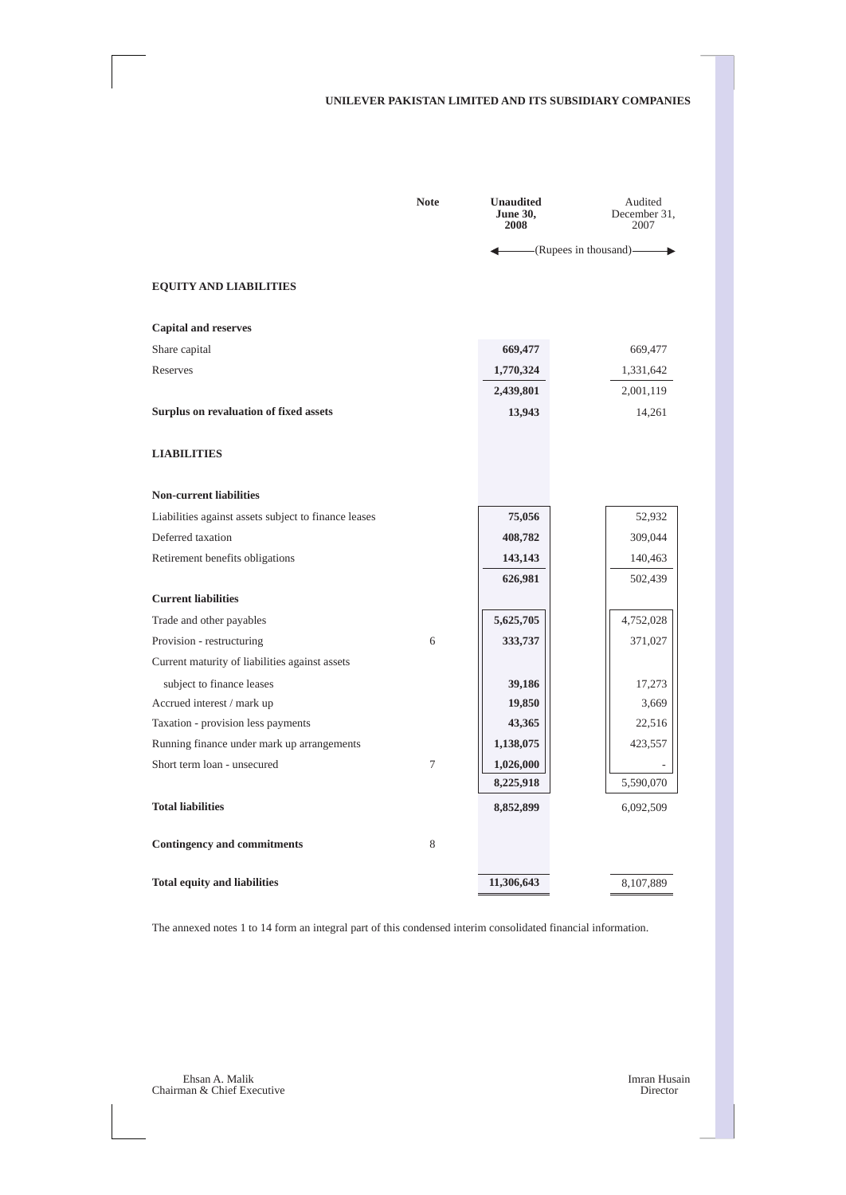UNILEVER PAKISTAN LIMITED AND ITS SUBSIDIARY COMPANIES

| | Note | Unaudited June 30, 2008 | Audited December 31, 2007 |
|---|---|---|---|
| | | (Rupees in thousand) | |
| **EQUITY AND LIABILITIES** | | | |
| **Capital and reserves** | | | |
| Share capital | | **669,477** | 669,477 |
| Reserves | | **1,770,324** | 1,331,642 |
| | | **2,439,801** | 2,001,119 |
| **Surplus on revaluation of fixed assets** | | **13,943** | 14,261 |
| **LIABILITIES** | | | |
| **Non-current liabilities** | | | |
| Liabilities against assets subject to finance leases | | **75,056** | 52,932 |
| Deferred taxation | | **408,782** | 309,044 |
| Retirement benefits obligations | | **143,143** | 140,463 |
| | | **626,981** | 502,439 |
| **Current liabilities** | | | |
| Trade and other payables | | **5,625,705** | 4,752,028 |
| Provision - restructuring | 6 | **333,737** | 371,027 |
| Current maturity of liabilities against assets subject to finance leases | | **39,186** | 17,273 |
| Accrued interest / mark up | | **19,850** | 3,669 |
| Taxation - provision less payments | | **43,365** | 22,516 |
| Running finance under mark up arrangements | | **1,138,075** | 423,557 |
| Short term loan - unsecured | 7 | **1,026,000** | - |
| | | **8,225,918** | 5,590,070 |
| **Total liabilities** | | **8,852,899** | 6,092,509 |
| **Contingency and commitments** | 8 | | |
| **Total equity and liabilities** | | **11,306,643** | 8,107,889 |

The annexed notes 1 to 14 form an integral part of this condensed interim consolidated financial information.

Ehsan A. Malik
Chairman & Chief Executive

Imran Husain
Director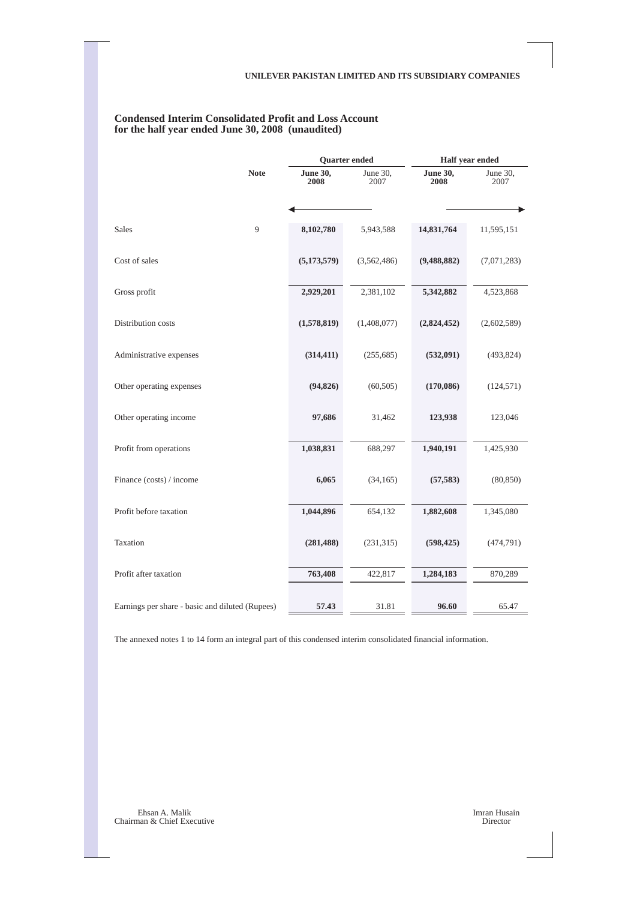UNILEVER PAKISTAN LIMITED AND ITS SUBSIDIARY COMPANIES

## Condensed Interim Consolidated Profit and Loss Account for the half year ended June 30, 2008 (unaudited)

| | Note | Quarter ended | | Half year ended | |
|---|---|---|---|---|---|
| | | **June 30, 2008** | June 30, 2007 | **June 30, 2008** | June 30, 2007 |
| Sales | 9 | **8,102,780** | 5,943,588 | **14,831,764** | 11,595,151 |
| Cost of sales | | **(5,173,579)** | (3,562,486) | **(9,488,882)** | (7,071,283) |
| Gross profit | | **2,929,201** | 2,381,102 | **5,342,882** | 4,523,868 |
| Distribution costs | | **(1,578,819)** | (1,408,077) | **(2,824,452)** | (2,602,589) |
| Administrative expenses | | **(314,411)** | (255,685) | **(532,091)** | (493,824) |
| Other operating expenses | | **(94,826)** | (60,505) | **(170,086)** | (124,571) |
| Other operating income | | **97,686** | 31,462 | **123,938** | 123,046 |
| Profit from operations | | **1,038,831** | 688,297 | **1,940,191** | 1,425,930 |
| Finance (costs) / income | | **6,065** | (34,165) | **(57,583)** | (80,850) |
| Profit before taxation | | **1,044,896** | 654,132 | **1,882,608** | 1,345,080 |
| Taxation | | **(281,488)** | (231,315) | **(598,425)** | (474,791) |
| Profit after taxation | | **763,408** | 422,817 | **1,284,183** | 870,289 |
| Earnings per share - basic and diluted (Rupees) | | **57.43** | 31.81 | **96.60** | 65.47 |

The annexed notes 1 to 14 form an integral part of this condensed interim consolidated financial information.

Ehsan A. Malik
Chairman & Chief Executive

Imran Husain
Director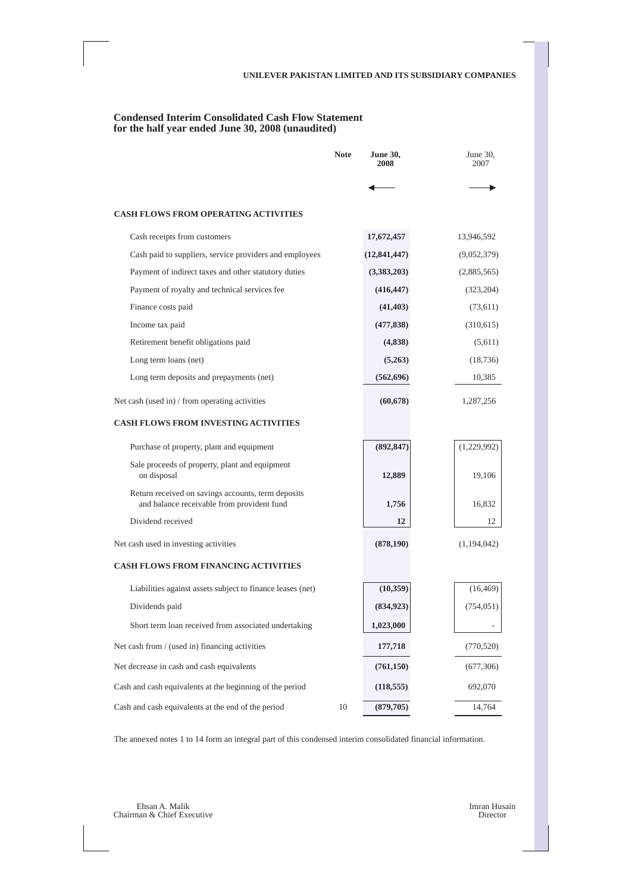UNILEVER PAKISTAN LIMITED AND ITS SUBSIDIARY COMPANIES

## Condensed Interim Consolidated Cash Flow Statement
## for the half year ended June 30, 2008 (unaudited)

| | Note | **June 30, 2008** | June 30, 2007 |
|---|---|---|---|
| | | ◄── | ──► |
| **CASH FLOWS FROM OPERATING ACTIVITIES** | | | |
| Cash receipts from customers | | **17,672,457** | 13,946,592 |
| Cash paid to suppliers, service providers and employees | | **(12,841,447)** | (9,052,379) |
| Payment of indirect taxes and other statutory duties | | **(3,383,203)** | (2,885,565) |
| Payment of royalty and technical services fee | | **(416,447)** | (323,204) |
| Finance costs paid | | **(41,403)** | (73,611) |
| Income tax paid | | **(477,838)** | (310,615) |
| Retirement benefit obligations paid | | **(4,838)** | (5,611) |
| Long term loans (net) | | **(5,263)** | (18,736) |
| Long term deposits and prepayments (net) | | **(562,696)** | 10,385 |
| Net cash (used in) / from operating activities | | **(60,678)** | 1,287,256 |
| **CASH FLOWS FROM INVESTING ACTIVITIES** | | | |
| Purchase of property, plant and equipment | | **(892,847)** | (1,229,992) |
| Sale proceeds of property, plant and equipment on disposal | | **12,889** | 19,106 |
| Return received on savings accounts, term deposits and balance receivable from provident fund | | **1,756** | 16,832 |
| Dividend received | | **12** | 12 |
| Net cash used in investing activities | | **(878,190)** | (1,194,042) |
| **CASH FLOWS FROM FINANCING ACTIVITIES** | | | |
| Liabilities against assets subject to finance leases (net) | | **(10,359)** | (16,469) |
| Dividends paid | | **(834,923)** | (754,051) |
| Short term loan received from associated undertaking | | **1,023,000** | - |
| Net cash from / (used in) financing activities | | **177,718** | (770,520) |
| Net decrease in cash and cash equivalents | | **(761,150)** | (677,306) |
| Cash and cash equivalents at the beginning of the period | | **(118,555)** | 692,070 |
| Cash and cash equivalents at the end of the period | 10 | **(879,705)** | 14,764 |

The annexed notes 1 to 14 form an integral part of this condensed interim consolidated financial information.

Ehsan A. Malik
Chairman & Chief Executive

Imran Husain
Director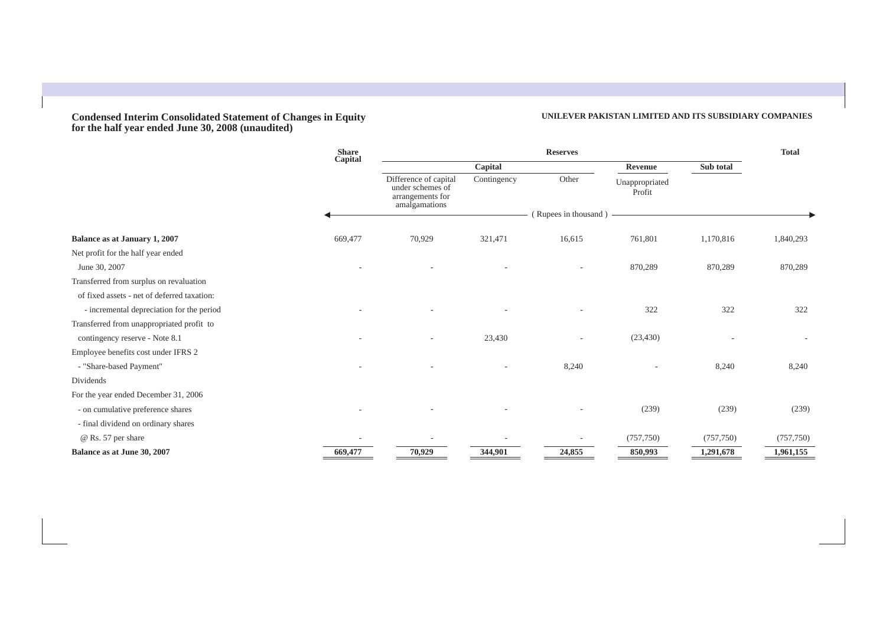## Condensed Interim Consolidated Statement of Changes in Equity for the half year ended June 30, 2008 (unaudited)

**UNILEVER PAKISTAN LIMITED AND ITS SUBSIDIARY COMPANIES**

| | Share Capital | Reserves | | | | | Total |
|---|---|---|---|---|---|---|---|
| | | Capital | | | Revenue | Sub total | |
| | | Difference of capital under schemes of arrangements for amalgamations | Contingency | Other | Unappropriated Profit | | |
| | ( Rupees in thousand ) | | | | | | |
| **Balance as at January 1, 2007** | 669,477 | 70,929 | 321,471 | 16,615 | 761,801 | 1,170,816 | 1,840,293 |
| Net profit for the half year ended June 30, 2007 | - | - | - | - | 870,289 | 870,289 | 870,289 |
| Transferred from surplus on revaluation of fixed assets - net of deferred taxation: - incremental depreciation for the period | - | - | - | - | 322 | 322 | 322 |
| Transferred from unappropriated profit to contingency reserve - Note 8.1 | - | - | 23,430 | - | (23,430) | - | - |
| Employee benefits cost under IFRS 2 - "Share-based Payment" | - | - | - | 8,240 | - | 8,240 | 8,240 |
| Dividends | | | | | | | |
| For the year ended December 31, 2006 | | | | | | | |
| - on cumulative preference shares | - | - | - | - | (239) | (239) | (239) |
| - final dividend on ordinary shares @ Rs. 57 per share | - | - | - | - | (757,750) | (757,750) | (757,750) |
| **Balance as at June 30, 2007** | **669,477** | **70,929** | **344,901** | **24,855** | **850,993** | **1,291,678** | **1,961,155** |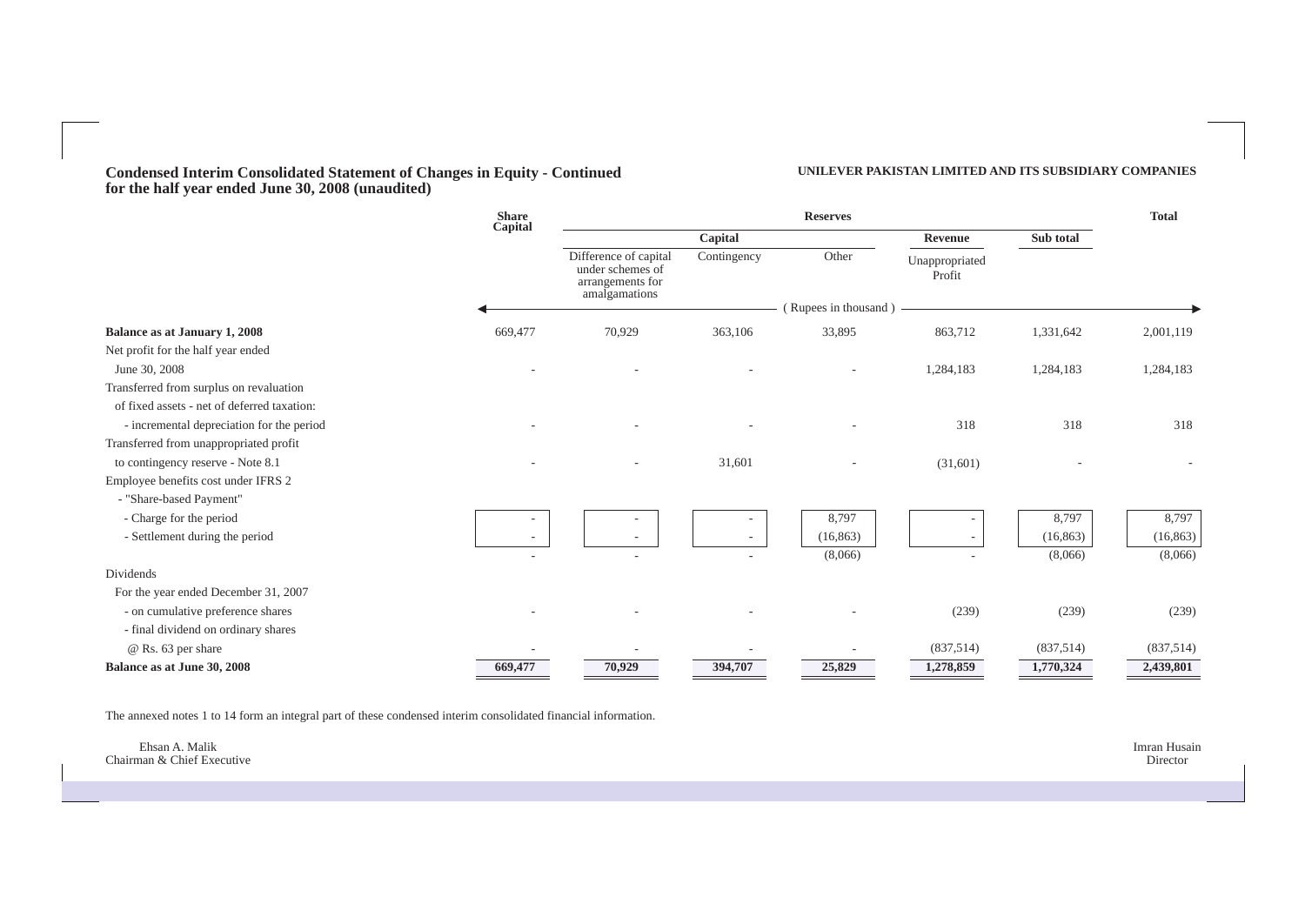# Condensed Interim Consolidated Statement of Changes in Equity - Continued for the half year ended June 30, 2008 (unaudited)

**UNILEVER PAKISTAN LIMITED AND ITS SUBSIDIARY COMPANIES**

| | Share Capital | Reserves | | | | | Total |
|---|---|---|---|---|---|---|---|
| | | Capital | | | Revenue | Sub total | |
| | | Difference of capital under schemes of arrangements for amalgamations | Contingency | Other | Unappropriated Profit | | |
| | (Rupees in thousand) | | | | | | |
| **Balance as at January 1, 2008** | 669,477 | 70,929 | 363,106 | 33,895 | 863,712 | 1,331,642 | 2,001,119 |
| Net profit for the half year ended June 30, 2008 | - | - | - | - | 1,284,183 | 1,284,183 | 1,284,183 |
| Transferred from surplus on revaluation of fixed assets - net of deferred taxation: | | | | | | | |
| - incremental depreciation for the period | - | - | - | - | 318 | 318 | 318 |
| Transferred from unappropriated profit to contingency reserve - Note 8.1 | - | - | 31,601 | - | (31,601) | - | - |
| Employee benefits cost under IFRS 2 - "Share-based Payment" | | | | | | | |
| - Charge for the period | - | - | - | 8,797 | - | 8,797 | 8,797 |
| - Settlement during the period | - | - | - | (16,863) | - | (16,863) | (16,863) |
| | - | - | - | (8,066) | - | (8,066) | (8,066) |
| Dividends | | | | | | | |
| For the year ended December 31, 2007 | | | | | | | |
| - on cumulative preference shares | - | - | - | - | (239) | (239) | (239) |
| - final dividend on ordinary shares @ Rs. 63 per share | - | - | - | - | (837,514) | (837,514) | (837,514) |
| **Balance as at June 30, 2008** | **669,477** | **70,929** | **394,707** | **25,829** | **1,278,859** | **1,770,324** | **2,439,801** |

The annexed notes 1 to 14 form an integral part of these condensed interim consolidated financial information.

Ehsan A. Malik
Chairman & Chief Executive

Imran Husain
Director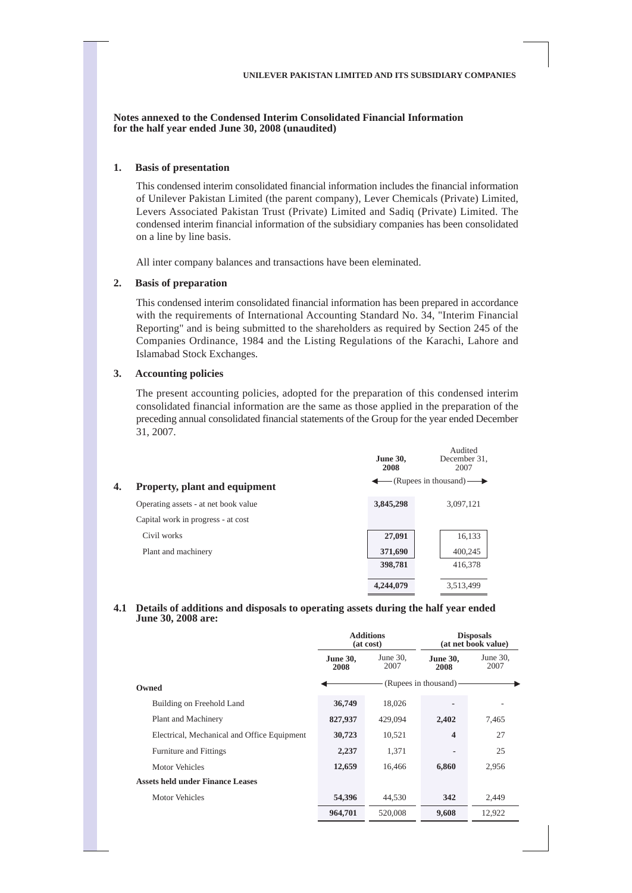**Notes annexed to the Condensed Interim Consolidated Financial Information for the half year ended June 30, 2008 (unaudited)**

## 1. Basis of presentation

This condensed interim consolidated financial information includes the financial information of Unilever Pakistan Limited (the parent company), Lever Chemicals (Private) Limited, Levers Associated Pakistan Trust (Private) Limited and Sadiq (Private) Limited. The condensed interim financial information of the subsidiary companies has been consolidated on a line by line basis.

All inter company balances and transactions have been eleminated.

## 2. Basis of preparation

This condensed interim consolidated financial information has been prepared in accordance with the requirements of International Accounting Standard No. 34, "Interim Financial Reporting" and is being submitted to the shareholders as required by Section 245 of the Companies Ordinance, 1984 and the Listing Regulations of the Karachi, Lahore and Islamabad Stock Exchanges.

## 3. Accounting policies

The present accounting policies, adopted for the preparation of this condensed interim consolidated financial information are the same as those applied in the preparation of the preceding annual consolidated financial statements of the Group for the year ended December 31, 2007.

## 4. Property, plant and equipment

| | **June 30, 2008** | Audited December 31, 2007 |
|---|---|---|
| | (Rupees in thousand) | |
| Operating assets - at net book value | **3,845,298** | 3,097,121 |
| Capital work in progress - at cost | | |
| Civil works | **27,091** | 16,133 |
| Plant and machinery | **371,690** | 400,245 |
| | **398,781** | 416,378 |
| | **4,244,079** | 3,513,499 |

### 4.1 Details of additions and disposals to operating assets during the half year ended June 30, 2008 are:

| | Additions (at cost) | | Disposals (at net book value) | |
|---|---|---|---|---|
| | **June 30, 2008** | June 30, 2007 | **June 30, 2008** | June 30, 2007 |
| | (Rupees in thousand) | | | |
| **Owned** | | | | |
| Building on Freehold Land | **36,749** | 18,026 | **-** | - |
| Plant and Machinery | **827,937** | 429,094 | **2,402** | 7,465 |
| Electrical, Mechanical and Office Equipment | **30,723** | 10,521 | **4** | 27 |
| Furniture and Fittings | **2,237** | 1,371 | **-** | 25 |
| Motor Vehicles | **12,659** | 16,466 | **6,860** | 2,956 |
| **Assets held under Finance Leases** | | | | |
| Motor Vehicles | **54,396** | 44,530 | **342** | 2,449 |
| | **964,701** | 520,008 | **9,608** | 12,922 |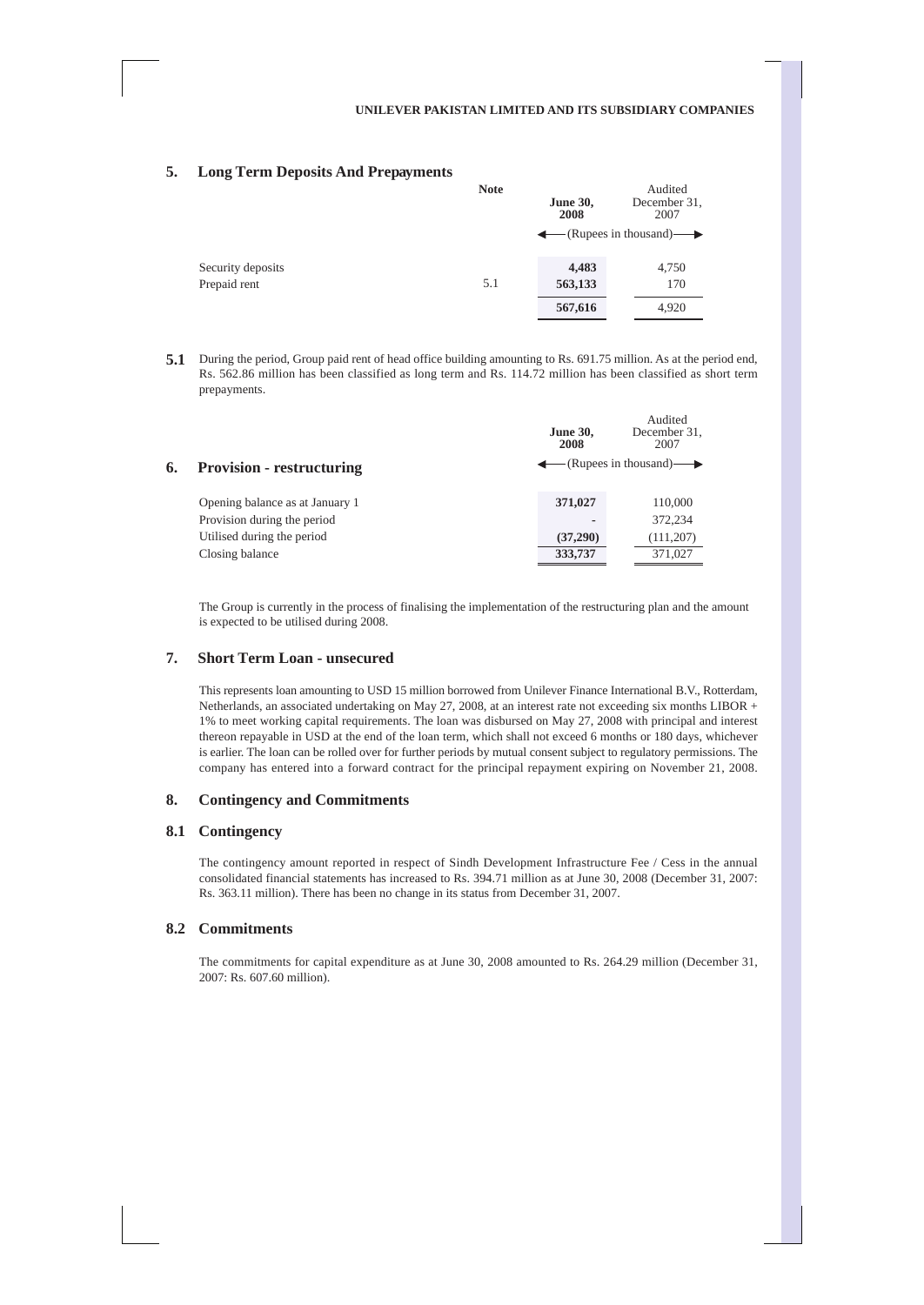## 5. Long Term Deposits And Prepayments

| | Note | June 30, 2008 | Audited December 31, 2007 |
|---|---|---|---|
| | | (Rupees in thousand) | |
| Security deposits | | **4,483** | 4,750 |
| Prepaid rent | 5.1 | **563,133** | 170 |
| | | **567,616** | 4,920 |

**5.1** During the period, Group paid rent of head office building amounting to Rs. 691.75 million. As at the period end, Rs. 562.86 million has been classified as long term and Rs. 114.72 million has been classified as short term prepayments.

## 6. Provision - restructuring

| | June 30, 2008 | Audited December 31, 2007 |
|---|---|---|
| | (Rupees in thousand) | |
| Opening balance as at January 1 | **371,027** | 110,000 |
| Provision during the period | **-** | 372,234 |
| Utilised during the period | **(37,290)** | (111,207) |
| Closing balance | **333,737** | 371,027 |

The Group is currently in the process of finalising the implementation of the restructuring plan and the amount is expected to be utilised during 2008.

## 7. Short Term Loan - unsecured

This represents loan amounting to USD 15 million borrowed from Unilever Finance International B.V., Rotterdam, Netherlands, an associated undertaking on May 27, 2008, at an interest rate not exceeding six months LIBOR + 1% to meet working capital requirements. The loan was disbursed on May 27, 2008 with principal and interest thereon repayable in USD at the end of the loan term, which shall not exceed 6 months or 180 days, whichever is earlier. The loan can be rolled over for further periods by mutual consent subject to regulatory permissions. The company has entered into a forward contract for the principal repayment expiring on November 21, 2008.

## 8. Contingency and Commitments

### 8.1 Contingency

The contingency amount reported in respect of Sindh Development Infrastructure Fee / Cess in the annual consolidated financial statements has increased to Rs. 394.71 million as at June 30, 2008 (December 31, 2007: Rs. 363.11 million). There has been no change in its status from December 31, 2007.

### 8.2 Commitments

The commitments for capital expenditure as at June 30, 2008 amounted to Rs. 264.29 million (December 31, 2007: Rs. 607.60 million).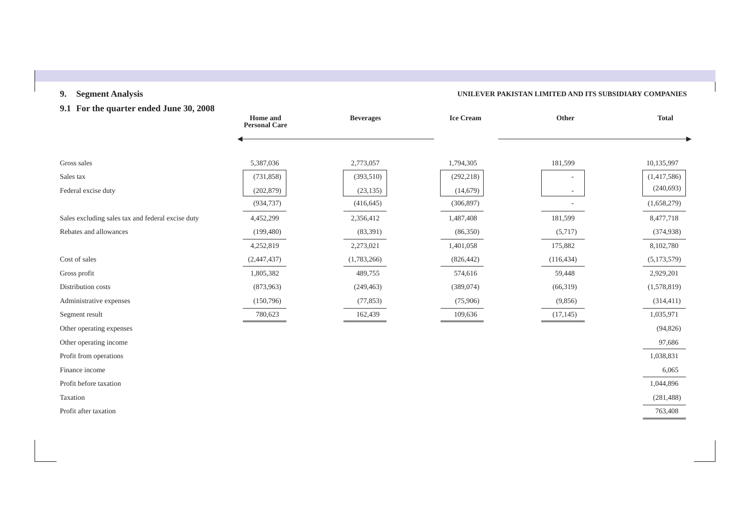## 9. Segment Analysis

UNILEVER PAKISTAN LIMITED AND ITS SUBSIDIARY COMPANIES

### 9.1 For the quarter ended June 30, 2008

| | Home and Personal Care | Beverages | Ice Cream | Other | Total |
|---|---|---|---|---|---|
| Gross sales | 5,387,036 | 2,773,057 | 1,794,305 | 181,599 | 10,135,997 |
| Sales tax | (731,858) | (393,510) | (292,218) | - | (1,417,586) |
| Federal excise duty | (202,879) | (23,135) | (14,679) | - | (240,693) |
| | (934,737) | (416,645) | (306,897) | - | (1,658,279) |
| Sales excluding sales tax and federal excise duty | 4,452,299 | 2,356,412 | 1,487,408 | 181,599 | 8,477,718 |
| Rebates and allowances | (199,480) | (83,391) | (86,350) | (5,717) | (374,938) |
| | 4,252,819 | 2,273,021 | 1,401,058 | 175,882 | 8,102,780 |
| Cost of sales | (2,447,437) | (1,783,266) | (826,442) | (116,434) | (5,173,579) |
| Gross profit | 1,805,382 | 489,755 | 574,616 | 59,448 | 2,929,201 |
| Distribution costs | (873,963) | (249,463) | (389,074) | (66,319) | (1,578,819) |
| Administrative expenses | (150,796) | (77,853) | (75,906) | (9,856) | (314,411) |
| Segment result | 780,623 | 162,439 | 109,636 | (17,145) | 1,035,971 |
| Other operating expenses | | | | | (94,826) |
| Other operating income | | | | | 97,686 |
| Profit from operations | | | | | 1,038,831 |
| Finance income | | | | | 6,065 |
| Profit before taxation | | | | | 1,044,896 |
| Taxation | | | | | (281,488) |
| Profit after taxation | | | | | 763,408 |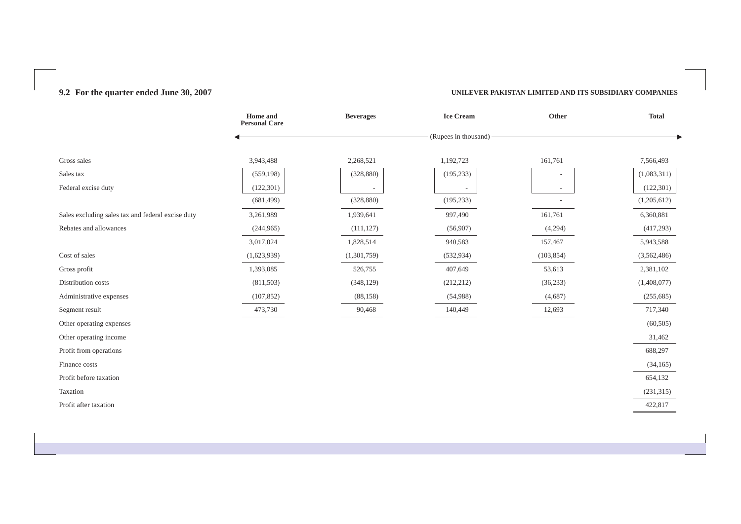## 9.2 For the quarter ended June 30, 2007

UNILEVER PAKISTAN LIMITED AND ITS SUBSIDIARY COMPANIES

| | Home and Personal Care | Beverages | Ice Cream | Other | Total |
|---|---|---|---|---|---|
| | (Rupees in thousand) | | | | |
| Gross sales | 3,943,488 | 2,268,521 | 1,192,723 | 161,761 | 7,566,493 |
| Sales tax | (559,198) | (328,880) | (195,233) | - | (1,083,311) |
| Federal excise duty | (122,301) | - | - | - | (122,301) |
| | (681,499) | (328,880) | (195,233) | - | (1,205,612) |
| Sales excluding sales tax and federal excise duty | 3,261,989 | 1,939,641 | 997,490 | 161,761 | 6,360,881 |
| Rebates and allowances | (244,965) | (111,127) | (56,907) | (4,294) | (417,293) |
| | 3,017,024 | 1,828,514 | 940,583 | 157,467 | 5,943,588 |
| Cost of sales | (1,623,939) | (1,301,759) | (532,934) | (103,854) | (3,562,486) |
| Gross profit | 1,393,085 | 526,755 | 407,649 | 53,613 | 2,381,102 |
| Distribution costs | (811,503) | (348,129) | (212,212) | (36,233) | (1,408,077) |
| Administrative expenses | (107,852) | (88,158) | (54,988) | (4,687) | (255,685) |
| Segment result | 473,730 | 90,468 | 140,449 | 12,693 | 717,340 |
| Other operating expenses | | | | | (60,505) |
| Other operating income | | | | | 31,462 |
| Profit from operations | | | | | 688,297 |
| Finance costs | | | | | (34,165) |
| Profit before taxation | | | | | 654,132 |
| Taxation | | | | | (231,315) |
| Profit after taxation | | | | | 422,817 |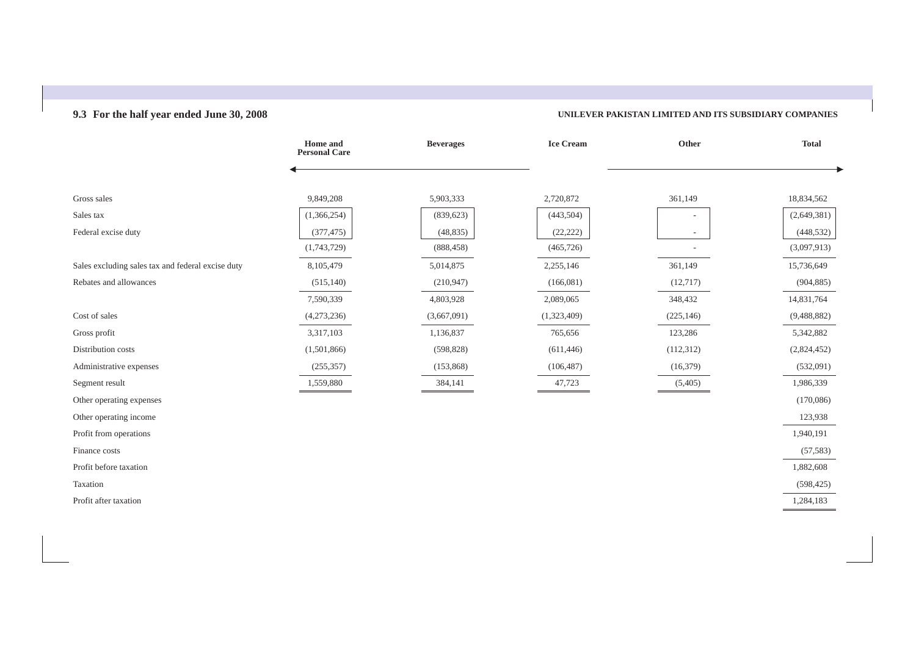### 9.3 For the half year ended June 30, 2008

UNILEVER PAKISTAN LIMITED AND ITS SUBSIDIARY COMPANIES

| | Home and Personal Care | Beverages | Ice Cream | Other | Total |
|---|---|---|---|---|---|
| Gross sales | 9,849,208 | 5,903,333 | 2,720,872 | 361,149 | 18,834,562 |
| Sales tax | (1,366,254) | (839,623) | (443,504) | - | (2,649,381) |
| Federal excise duty | (377,475) | (48,835) | (22,222) | - | (448,532) |
| | (1,743,729) | (888,458) | (465,726) | - | (3,097,913) |
| Sales excluding sales tax and federal excise duty | 8,105,479 | 5,014,875 | 2,255,146 | 361,149 | 15,736,649 |
| Rebates and allowances | (515,140) | (210,947) | (166,081) | (12,717) | (904,885) |
| | 7,590,339 | 4,803,928 | 2,089,065 | 348,432 | 14,831,764 |
| Cost of sales | (4,273,236) | (3,667,091) | (1,323,409) | (225,146) | (9,488,882) |
| Gross profit | 3,317,103 | 1,136,837 | 765,656 | 123,286 | 5,342,882 |
| Distribution costs | (1,501,866) | (598,828) | (611,446) | (112,312) | (2,824,452) |
| Administrative expenses | (255,357) | (153,868) | (106,487) | (16,379) | (532,091) |
| Segment result | 1,559,880 | 384,141 | 47,723 | (5,405) | 1,986,339 |
| Other operating expenses | | | | | (170,086) |
| Other operating income | | | | | 123,938 |
| Profit from operations | | | | | 1,940,191 |
| Finance costs | | | | | (57,583) |
| Profit before taxation | | | | | 1,882,608 |
| Taxation | | | | | (598,425) |
| Profit after taxation | | | | | 1,284,183 |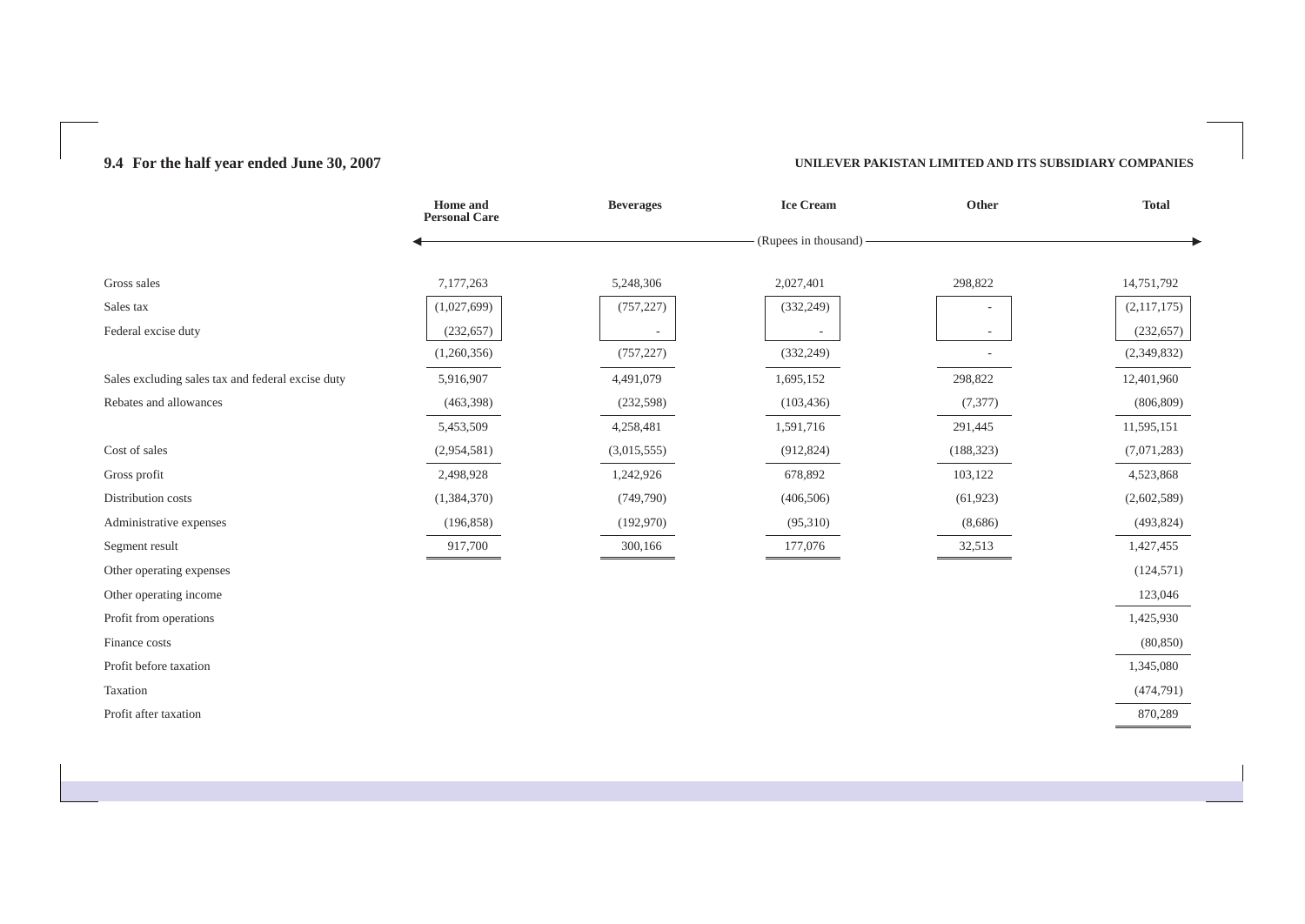## 9.4 For the half year ended June 30, 2007

UNILEVER PAKISTAN LIMITED AND ITS SUBSIDIARY COMPANIES

| | Home and Personal Care | Beverages | Ice Cream | Other | Total |
|---|---|---|---|---|---|
| | (Rupees in thousand) | | | | |
| Gross sales | 7,177,263 | 5,248,306 | 2,027,401 | 298,822 | 14,751,792 |
| Sales tax | (1,027,699) | (757,227) | (332,249) | - | (2,117,175) |
| Federal excise duty | (232,657) | - | - | - | (232,657) |
| | (1,260,356) | (757,227) | (332,249) | - | (2,349,832) |
| Sales excluding sales tax and federal excise duty | 5,916,907 | 4,491,079 | 1,695,152 | 298,822 | 12,401,960 |
| Rebates and allowances | (463,398) | (232,598) | (103,436) | (7,377) | (806,809) |
| | 5,453,509 | 4,258,481 | 1,591,716 | 291,445 | 11,595,151 |
| Cost of sales | (2,954,581) | (3,015,555) | (912,824) | (188,323) | (7,071,283) |
| Gross profit | 2,498,928 | 1,242,926 | 678,892 | 103,122 | 4,523,868 |
| Distribution costs | (1,384,370) | (749,790) | (406,506) | (61,923) | (2,602,589) |
| Administrative expenses | (196,858) | (192,970) | (95,310) | (8,686) | (493,824) |
| Segment result | 917,700 | 300,166 | 177,076 | 32,513 | 1,427,455 |
| Other operating expenses | | | | | (124,571) |
| Other operating income | | | | | 123,046 |
| Profit from operations | | | | | 1,425,930 |
| Finance costs | | | | | (80,850) |
| Profit before taxation | | | | | 1,345,080 |
| Taxation | | | | | (474,791) |
| Profit after taxation | | | | | 870,289 |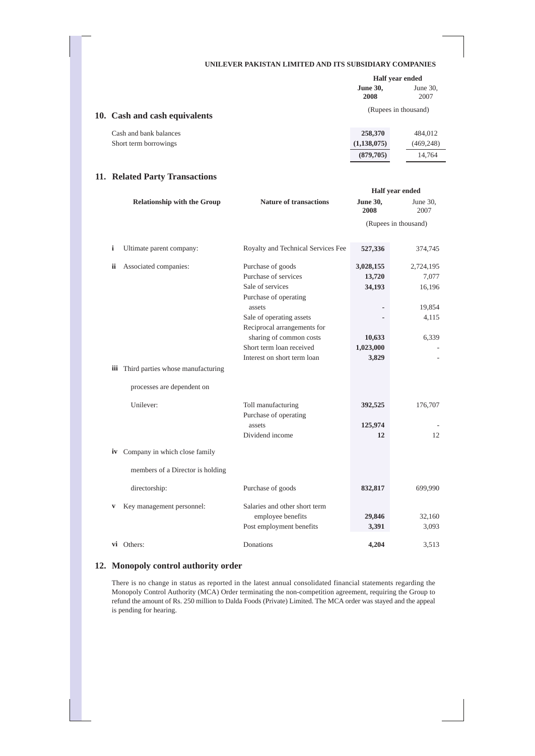## 10. Cash and cash equivalents

| | Half year ended June 30, 2008 | Half year ended June 30, 2007 |
|---|---|---|
| | (Rupees in thousand) | |
| Cash and bank balances | **258,370** | 484,012 |
| Short term borrowings | **(1,138,075)** | (469,248) |
| | **(879,705)** | 14,764 |

## 11. Related Party Transactions

| | Relationship with the Group | Nature of transactions | Half year ended June 30, 2008 | Half year ended June 30, 2007 |
|---|---|---|---|---|
| | | | (Rupees in thousand) | |
| **i** | Ultimate parent company: | Royalty and Technical Services Fee | **527,336** | 374,745 |
| **ii** | Associated companies: | Purchase of goods | **3,028,155** | 2,724,195 |
| | | Purchase of services | **13,720** | 7,077 |
| | | Sale of services | **34,193** | 16,196 |
| | | Purchase of operating assets | **-** | 19,854 |
| | | Sale of operating assets | **-** | 4,115 |
| | | Reciprocal arrangements for sharing of common costs | **10,633** | 6,339 |
| | | Short term loan received | **1,023,000** | - |
| | | Interest on short term loan | **3,829** | - |
| **iii** | Third parties whose manufacturing processes are dependent on Unilever: | Toll manufacturing | **392,525** | 176,707 |
| | | Purchase of operating assets | **125,974** | - |
| | | Dividend income | **12** | 12 |
| **iv** | Company in which close family members of a Director is holding directorship: | Purchase of goods | **832,817** | 699,990 |
| **v** | Key management personnel: | Salaries and other short term employee benefits | **29,846** | 32,160 |
| | | Post employment benefits | **3,391** | 3,093 |
| **vi** | Others: | Donations | **4,204** | 3,513 |

## 12. Monopoly control authority order

There is no change in status as reported in the latest annual consolidated financial statements regarding the Monopoly Control Authority (MCA) Order terminating the non-competition agreement, requiring the Group to refund the amount of Rs. 250 million to Dalda Foods (Private) Limited. The MCA order was stayed and the appeal is pending for hearing.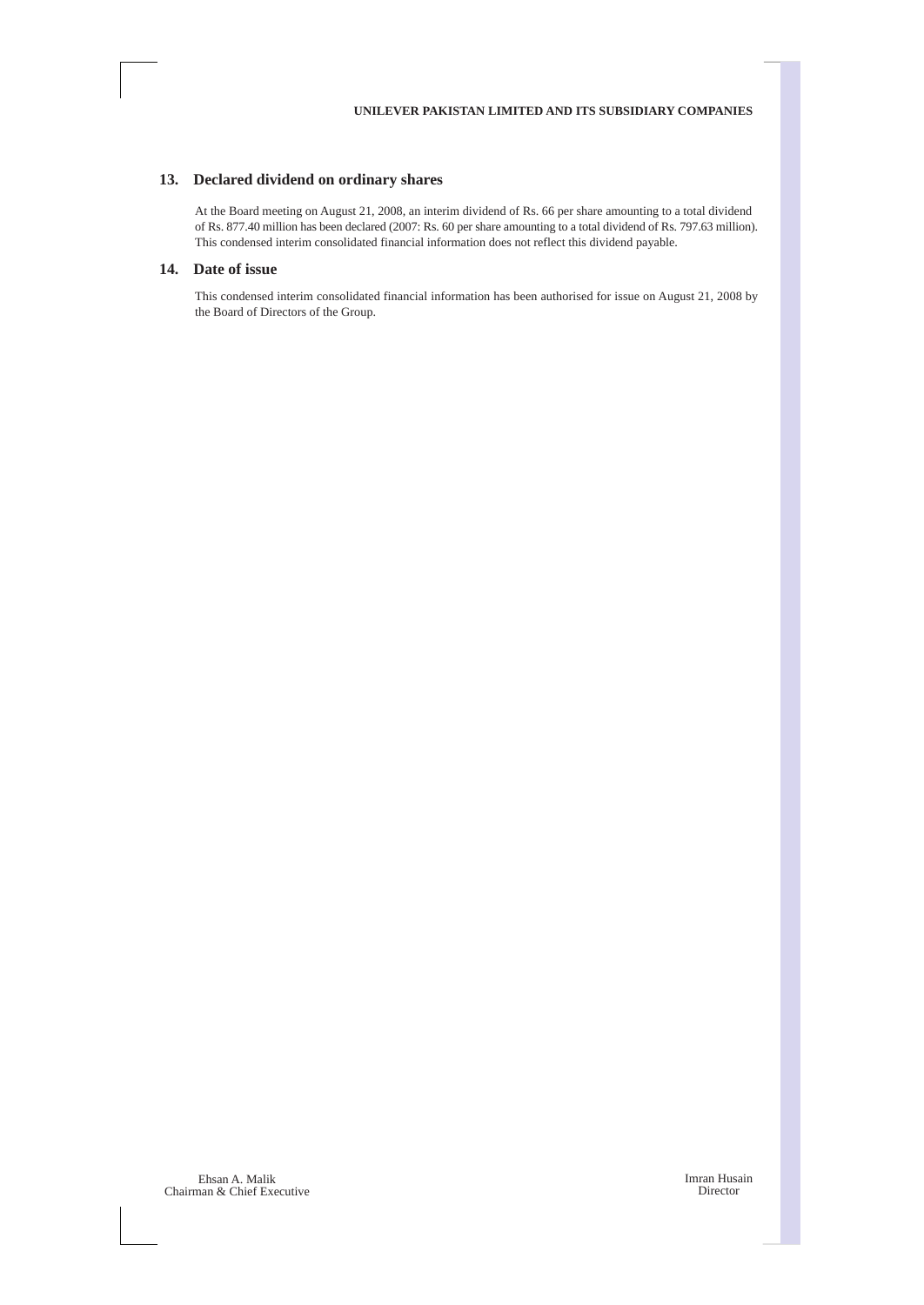## 13. Declared dividend on ordinary shares

At the Board meeting on August 21, 2008, an interim dividend of Rs. 66 per share amounting to a total dividend of Rs. 877.40 million has been declared (2007: Rs. 60 per share amounting to a total dividend of Rs. 797.63 million). This condensed interim consolidated financial information does not reflect this dividend payable.

## 14. Date of issue

This condensed interim consolidated financial information has been authorised for issue on August 21, 2008 by the Board of Directors of the Group.

Ehsan A. Malik
Chairman & Chief Executive

Imran Husain
Director